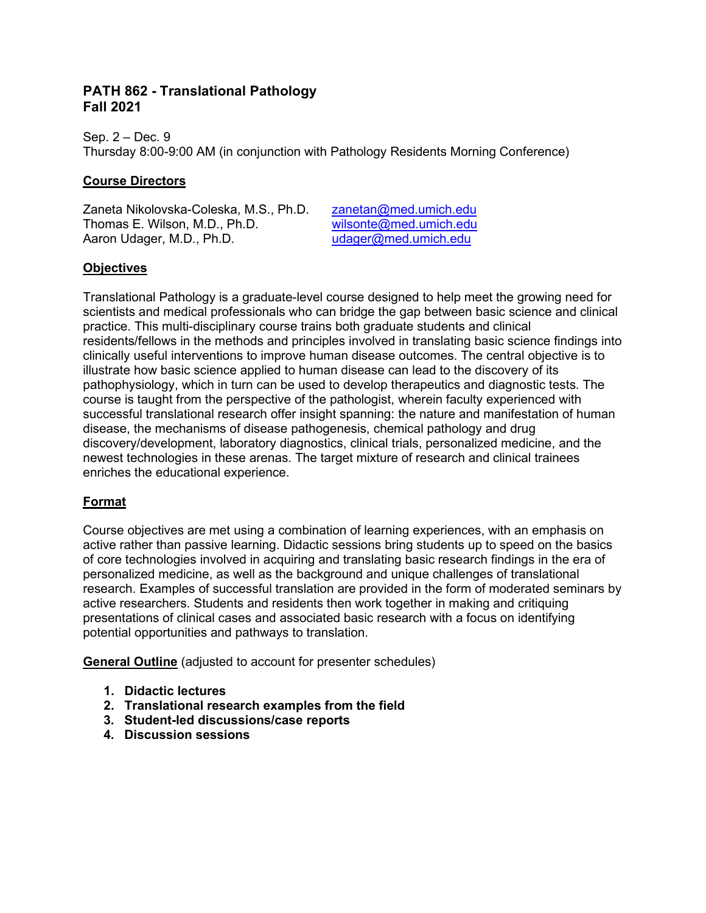# PATH 862 - Translational Pathology
# Fall 2021

Sep. 2 – Dec. 9
Thursday 8:00-9:00 AM (in conjunction with Pathology Residents Morning Conference)

## Course Directors

Zaneta Nikolovska-Coleska, M.S., Ph.D. zanetan@med.umich.edu
Thomas E. Wilson, M.D., Ph.D. wilsonte@med.umich.edu
Aaron Udager, M.D., Ph.D. udager@med.umich.edu

## Objectives

Translational Pathology is a graduate-level course designed to help meet the growing need for scientists and medical professionals who can bridge the gap between basic science and clinical practice. This multi-disciplinary course trains both graduate students and clinical residents/fellows in the methods and principles involved in translating basic science findings into clinically useful interventions to improve human disease outcomes. The central objective is to illustrate how basic science applied to human disease can lead to the discovery of its pathophysiology, which in turn can be used to develop therapeutics and diagnostic tests. The course is taught from the perspective of the pathologist, wherein faculty experienced with successful translational research offer insight spanning: the nature and manifestation of human disease, the mechanisms of disease pathogenesis, chemical pathology and drug discovery/development, laboratory diagnostics, clinical trials, personalized medicine, and the newest technologies in these arenas. The target mixture of research and clinical trainees enriches the educational experience.

## Format

Course objectives are met using a combination of learning experiences, with an emphasis on active rather than passive learning. Didactic sessions bring students up to speed on the basics of core technologies involved in acquiring and translating basic research findings in the era of personalized medicine, as well as the background and unique challenges of translational research. Examples of successful translation are provided in the form of moderated seminars by active researchers. Students and residents then work together in making and critiquing presentations of clinical cases and associated basic research with a focus on identifying potential opportunities and pathways to translation.

**General Outline** (adjusted to account for presenter schedules)

1. **Didactic lectures**
2. **Translational research examples from the field**
3. **Student-led discussions/case reports**
4. **Discussion sessions**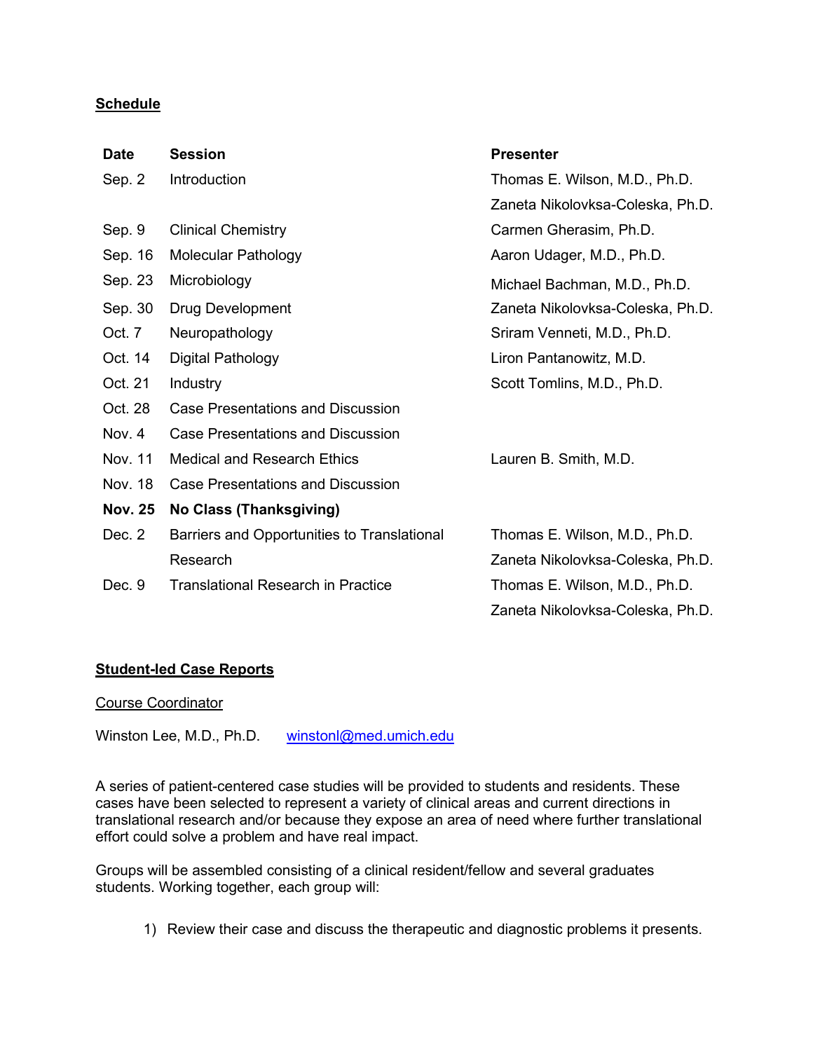## Schedule

| Date | Session | Presenter |
|---|---|---|
| Sep. 2 | Introduction | Thomas E. Wilson, M.D., Ph.D.<br>Zaneta Nikolovksa-Coleska, Ph.D. |
| Sep. 9 | Clinical Chemistry | Carmen Gherasim, Ph.D. |
| Sep. 16 | Molecular Pathology | Aaron Udager, M.D., Ph.D. |
| Sep. 23 | Microbiology | Michael Bachman, M.D., Ph.D. |
| Sep. 30 | Drug Development | Zaneta Nikolovksa-Coleska, Ph.D. |
| Oct. 7 | Neuropathology | Sriram Venneti, M.D., Ph.D. |
| Oct. 14 | Digital Pathology | Liron Pantanowitz, M.D. |
| Oct. 21 | Industry | Scott Tomlins, M.D., Ph.D. |
| Oct. 28 | Case Presentations and Discussion | |
| Nov. 4 | Case Presentations and Discussion | |
| Nov. 11 | Medical and Research Ethics | Lauren B. Smith, M.D. |
| Nov. 18 | Case Presentations and Discussion | |
| **Nov. 25** | **No Class (Thanksgiving)** | |
| Dec. 2 | Barriers and Opportunities to Translational Research | Thomas E. Wilson, M.D., Ph.D.<br>Zaneta Nikolovksa-Coleska, Ph.D. |
| Dec. 9 | Translational Research in Practice | Thomas E. Wilson, M.D., Ph.D.<br>Zaneta Nikolovksa-Coleska, Ph.D. |

## Student-led Case Reports

Course Coordinator

Winston Lee, M.D., Ph.D. winstonl@med.umich.edu

A series of patient-centered case studies will be provided to students and residents. These cases have been selected to represent a variety of clinical areas and current directions in translational research and/or because they expose an area of need where further translational effort could solve a problem and have real impact.

Groups will be assembled consisting of a clinical resident/fellow and several graduates students. Working together, each group will:

1) Review their case and discuss the therapeutic and diagnostic problems it presents.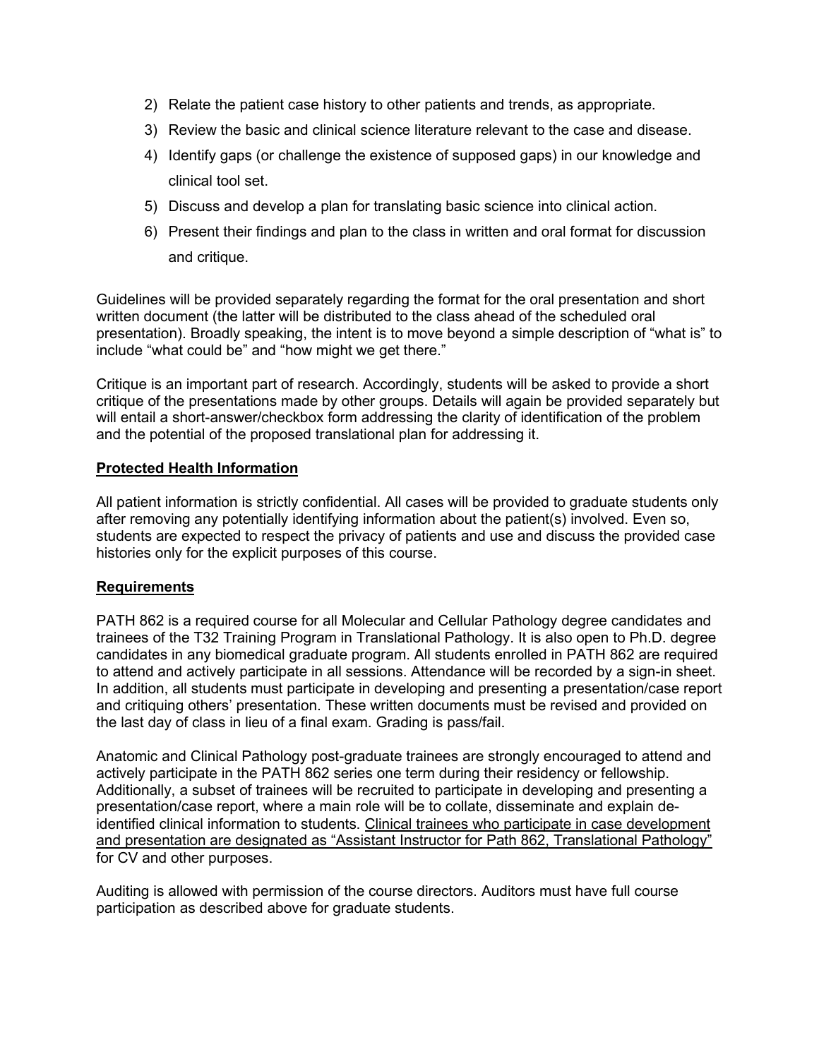2) Relate the patient case history to other patients and trends, as appropriate.
3) Review the basic and clinical science literature relevant to the case and disease.
4) Identify gaps (or challenge the existence of supposed gaps) in our knowledge and clinical tool set.
5) Discuss and develop a plan for translating basic science into clinical action.
6) Present their findings and plan to the class in written and oral format for discussion and critique.

Guidelines will be provided separately regarding the format for the oral presentation and short written document (the latter will be distributed to the class ahead of the scheduled oral presentation). Broadly speaking, the intent is to move beyond a simple description of "what is" to include "what could be" and "how might we get there."

Critique is an important part of research. Accordingly, students will be asked to provide a short critique of the presentations made by other groups. Details will again be provided separately but will entail a short-answer/checkbox form addressing the clarity of identification of the problem and the potential of the proposed translational plan for addressing it.

## Protected Health Information

All patient information is strictly confidential. All cases will be provided to graduate students only after removing any potentially identifying information about the patient(s) involved. Even so, students are expected to respect the privacy of patients and use and discuss the provided case histories only for the explicit purposes of this course.

## Requirements

PATH 862 is a required course for all Molecular and Cellular Pathology degree candidates and trainees of the T32 Training Program in Translational Pathology. It is also open to Ph.D. degree candidates in any biomedical graduate program. All students enrolled in PATH 862 are required to attend and actively participate in all sessions. Attendance will be recorded by a sign-in sheet. In addition, all students must participate in developing and presenting a presentation/case report and critiquing others' presentation. These written documents must be revised and provided on the last day of class in lieu of a final exam. Grading is pass/fail.

Anatomic and Clinical Pathology post-graduate trainees are strongly encouraged to attend and actively participate in the PATH 862 series one term during their residency or fellowship. Additionally, a subset of trainees will be recruited to participate in developing and presenting a presentation/case report, where a main role will be to collate, disseminate and explain de-identified clinical information to students. <u>Clinical trainees who participate in case development and presentation are designated as "Assistant Instructor for Path 862, Translational Pathology"</u> for CV and other purposes.

Auditing is allowed with permission of the course directors. Auditors must have full course participation as described above for graduate students.